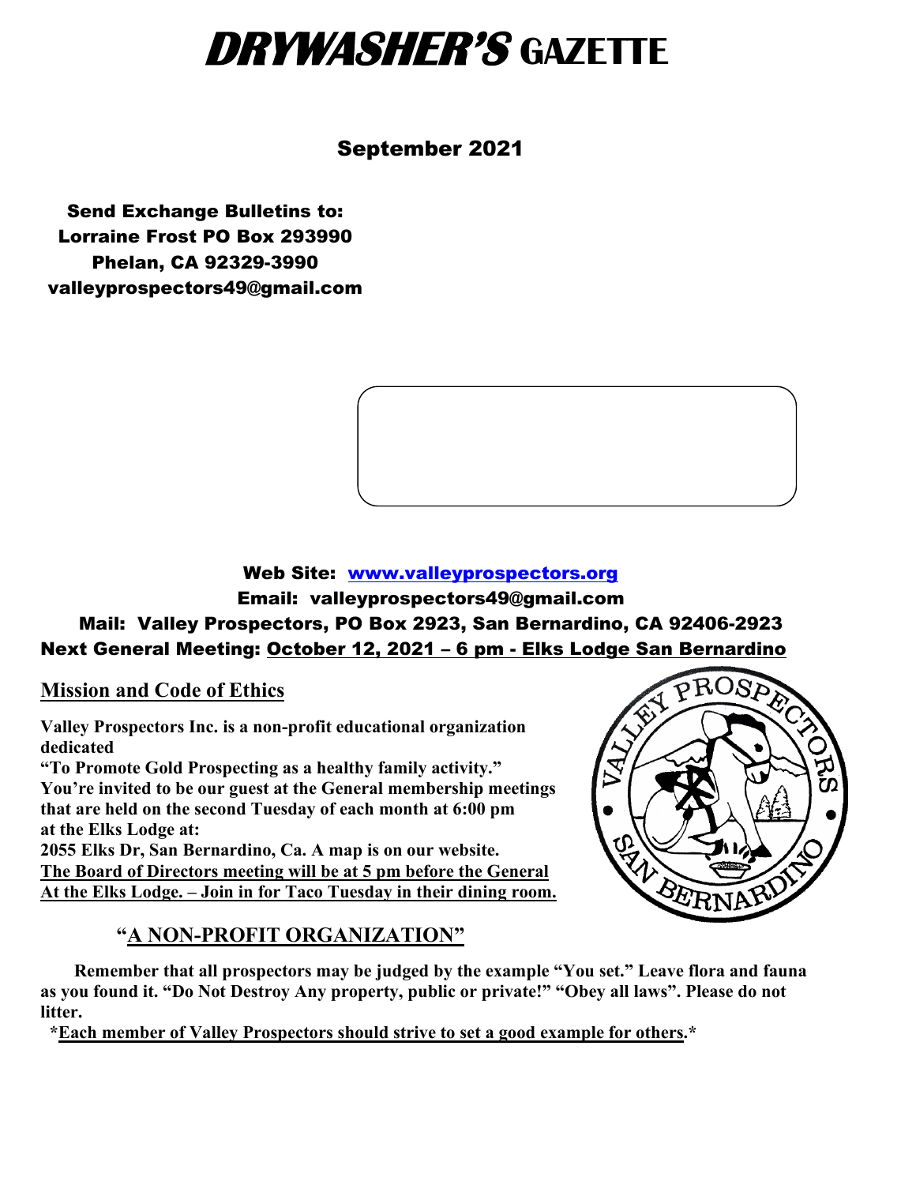// DRYWASHER'S GAZETTE

# DRYWASHER'S GAZETTE

## September 2021

**Send Exchange Bulletins to:**
**Lorraine Frost PO Box 293990**
**Phelan, CA 92329-3990**
**valleyprospectors49@gmail.com**

**Web Site: www.valleyprospectors.org**
**Email: valleyprospectors49@gmail.com**
**Mail: Valley Prospectors, PO Box 2923, San Bernardino, CA 92406-2923**
**Next General Meeting: October 12, 2021 – 6 pm - Elks Lodge San Bernardino**

## Mission and Code of Ethics

**Valley Prospectors Inc. is a non-profit educational organization dedicated**
**"To Promote Gold Prospecting as a healthy family activity."**
**You're invited to be our guest at the General membership meetings that are held on the second Tuesday of each month at 6:00 pm at the Elks Lodge at:**
**2055 Elks Dr, San Bernardino, Ca. A map is on our website.**
**The Board of Directors meeting will be at 5 pm before the General At the Elks Lodge. – Join in for Taco Tuesday in their dining room.**

VALLEY PROSPECTORS SAN BERNARDINO

### "A NON-PROFIT ORGANIZATION"

**Remember that all prospectors may be judged by the example "You set." Leave flora and fauna as you found it. "Do Not Destroy Any property, public or private!" "Obey all laws". Please do not litter.**

**\*Each member of Valley Prospectors should strive to set a good example for others.\***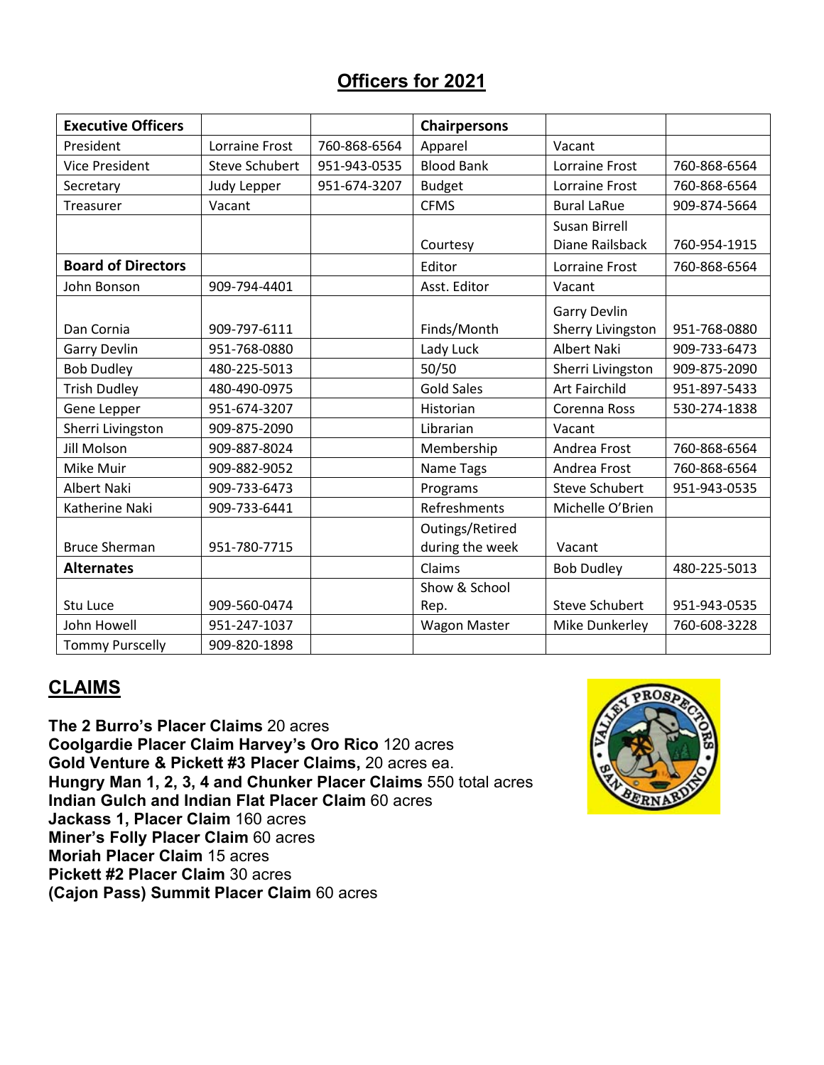## Officers for 2021

| Executive Officers | | | Chairpersons | | |
|---|---|---|---|---|---|
| President | Lorraine Frost | 760-868-6564 | Apparel | Vacant | |
| Vice President | Steve Schubert | 951-943-0535 | Blood Bank | Lorraine Frost | 760-868-6564 |
| Secretary | Judy Lepper | 951-674-3207 | Budget | Lorraine Frost | 760-868-6564 |
| Treasurer | Vacant | | CFMS | Bural LaRue | 909-874-5664 |
| | | | Courtesy | Susan Birrell Diane Railsback | 760-954-1915 |
| **Board of Directors** | | | Editor | Lorraine Frost | 760-868-6564 |
| John Bonson | 909-794-4401 | | Asst. Editor | Vacant | |
| Dan Cornia | 909-797-6111 | | Finds/Month | Garry Devlin Sherry Livingston | 951-768-0880 |
| Garry Devlin | 951-768-0880 | | Lady Luck | Albert Naki | 909-733-6473 |
| Bob Dudley | 480-225-5013 | | 50/50 | Sherri Livingston | 909-875-2090 |
| Trish Dudley | 480-490-0975 | | Gold Sales | Art Fairchild | 951-897-5433 |
| Gene Lepper | 951-674-3207 | | Historian | Corenna Ross | 530-274-1838 |
| Sherri Livingston | 909-875-2090 | | Librarian | Vacant | |
| Jill Molson | 909-887-8024 | | Membership | Andrea Frost | 760-868-6564 |
| Mike Muir | 909-882-9052 | | Name Tags | Andrea Frost | 760-868-6564 |
| Albert Naki | 909-733-6473 | | Programs | Steve Schubert | 951-943-0535 |
| Katherine Naki | 909-733-6441 | | Refreshments | Michelle O'Brien | |
| Bruce Sherman | 951-780-7715 | | Outings/Retired during the week | Vacant | |
| **Alternates** | | | Claims | Bob Dudley | 480-225-5013 |
| Stu Luce | 909-560-0474 | | Show & School Rep. | Steve Schubert | 951-943-0535 |
| John Howell | 951-247-1037 | | Wagon Master | Mike Dunkerley | 760-608-3228 |
| Tommy Purscelly | 909-820-1898 | | | | |

## CLAIMS

**The 2 Burro's Placer Claims** 20 acres
**Coolgardie Placer Claim Harvey's Oro Rico** 120 acres
**Gold Venture & Pickett #3 Placer Claims,** 20 acres ea.
**Hungry Man 1, 2, 3, 4 and Chunker Placer Claims** 550 total acres
**Indian Gulch and Indian Flat Placer Claim** 60 acres
**Jackass 1, Placer Claim** 160 acres
**Miner's Folly Placer Claim** 60 acres
**Moriah Placer Claim** 15 acres
**Pickett #2 Placer Claim** 30 acres
**(Cajon Pass) Summit Placer Claim** 60 acres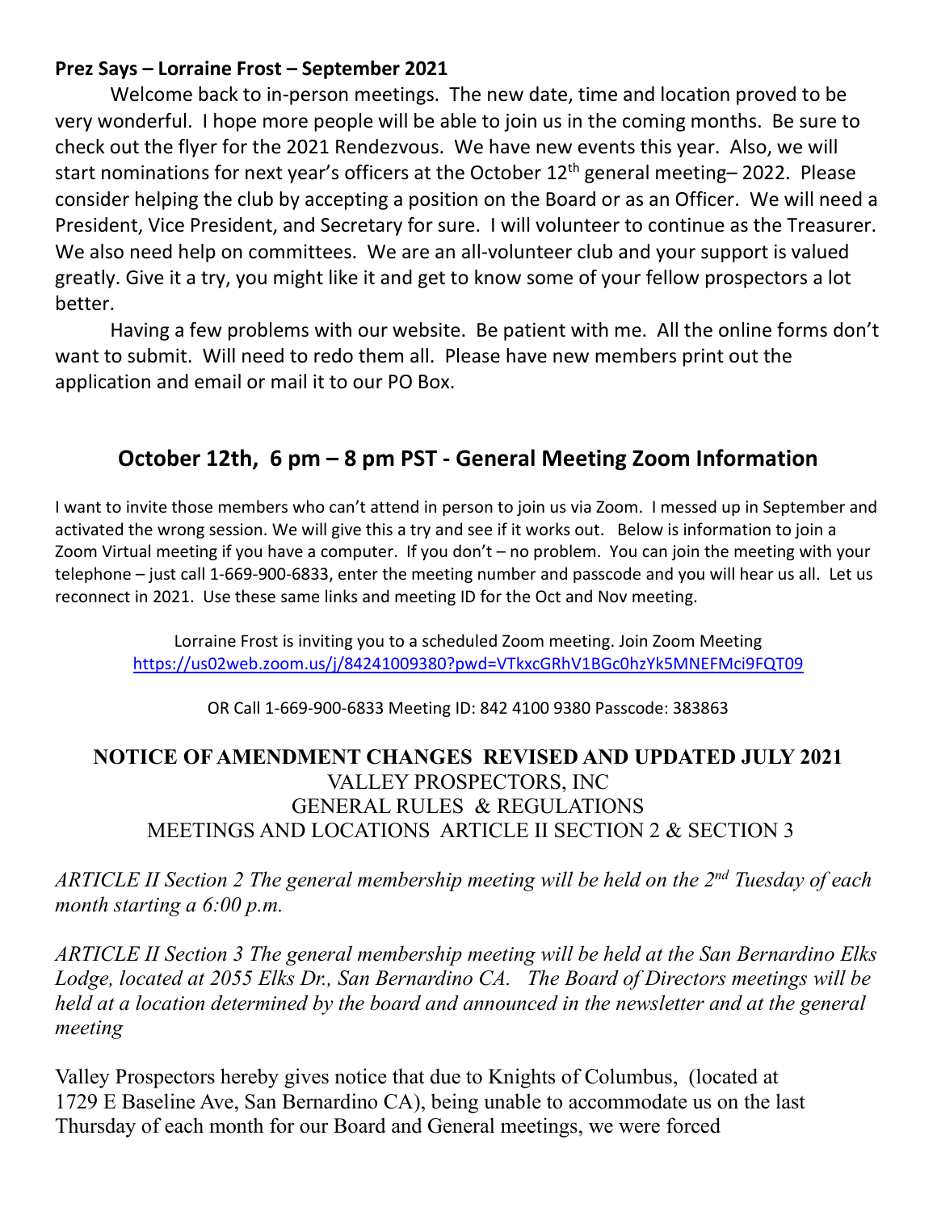**Prez Says – Lorraine Frost – September 2021**

Welcome back to in-person meetings. The new date, time and location proved to be very wonderful. I hope more people will be able to join us in the coming months. Be sure to check out the flyer for the 2021 Rendezvous. We have new events this year. Also, we will start nominations for next year's officers at the October 12th general meeting– 2022. Please consider helping the club by accepting a position on the Board or as an Officer. We will need a President, Vice President, and Secretary for sure. I will volunteer to continue as the Treasurer. We also need help on committees. We are an all-volunteer club and your support is valued greatly. Give it a try, you might like it and get to know some of your fellow prospectors a lot better.

Having a few problems with our website. Be patient with me. All the online forms don't want to submit. Will need to redo them all. Please have new members print out the application and email or mail it to our PO Box.

## October 12th, 6 pm – 8 pm PST - General Meeting Zoom Information

I want to invite those members who can't attend in person to join us via Zoom. I messed up in September and activated the wrong session. We will give this a try and see if it works out. Below is information to join a Zoom Virtual meeting if you have a computer. If you don't – no problem. You can join the meeting with your telephone – just call 1-669-900-6833, enter the meeting number and passcode and you will hear us all. Let us reconnect in 2021. Use these same links and meeting ID for the Oct and Nov meeting.

Lorraine Frost is inviting you to a scheduled Zoom meeting. Join Zoom Meeting
https://us02web.zoom.us/j/84241009380?pwd=VTkxcGRhV1BGc0hzYk5MNEFMci9FQT09

OR Call 1-669-900-6833 Meeting ID: 842 4100 9380 Passcode: 383863

### NOTICE OF AMENDMENT CHANGES REVISED AND UPDATED JULY 2021
VALLEY PROSPECTORS, INC
GENERAL RULES & REGULATIONS
MEETINGS AND LOCATIONS ARTICLE II SECTION 2 & SECTION 3

*ARTICLE II Section 2 The general membership meeting will be held on the 2nd Tuesday of each month starting a 6:00 p.m.*

*ARTICLE II Section 3 The general membership meeting will be held at the San Bernardino Elks Lodge, located at 2055 Elks Dr., San Bernardino CA. The Board of Directors meetings will be held at a location determined by the board and announced in the newsletter and at the general meeting*

Valley Prospectors hereby gives notice that due to Knights of Columbus, (located at 1729 E Baseline Ave, San Bernardino CA), being unable to accommodate us on the last Thursday of each month for our Board and General meetings, we were forced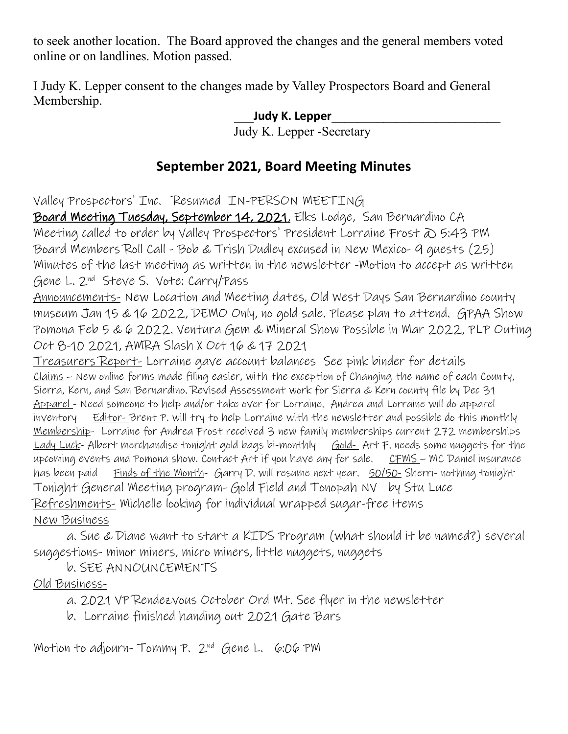to seek another location. The Board approved the changes and the general members voted online or on landlines. Motion passed.

I Judy K. Lepper consent to the changes made by Valley Prospectors Board and General Membership.

___**Judy K. Lepper**___________________________

Judy K. Lepper -Secretary

## September 2021, Board Meeting Minutes

Valley Prospectors' Inc. Resumed IN-PERSON MEETING

Board Meeting Tuesday, September 14, 2021, Elks Lodge, San Bernardino CA

Meeting called to order by Valley Prospectors' President Lorraine Frost @ 5:43 PM

Board Members Roll Call - Bob & Trish Dudley excused in New Mexico- 9 guests (25)

Minutes of the last meeting as written in the newsletter -Motion to accept as written Gene L. 2nd Steve S. Vote: Carry/Pass

Announcements- New Location and Meeting dates, Old West Days San Bernardino county museum Jan 15 & 16 2022, DEMO Only, no gold sale. Please plan to attend. GPAA Show Pomona Feb 5 & 6 2022. Ventura Gem & Mineral Show Possible in Mar 2022, PLP Outing Oct 8-10 2021, AMRA Slash X Oct 16 & 17 2021

Treasurers Report- Lorraine gave account balances See pink binder for details

Claims – New online forms made filing easier, with the exception of Changing the name of each County, Sierra, Kern, and San Bernardino. Revised Assessment work for Sierra & Kern county file by Dec 31

Apparel - Need someone to help and/or take over for Lorraine. Andrea and Lorraine will do apparel inventory Editor- Brent P. will try to help Lorraine with the newsletter and possible do this monthly

Membership- Lorraine for Andrea Frost received 3 new family memberships current 272 memberships

Lady Luck- Albert merchandise tonight gold bags bi-monthly Gold- Art F. needs some nuggets for the upcoming events and Pomona show. Contact Art if you have any for sale. CFMS – MC Daniel insurance has been paid Finds of the Month- Garry D. will resume next year. 50/50- Sherri- nothing tonight

Tonight General Meeting program- Gold Field and Tonopah NV by Stu Luce

Refreshments- Michelle looking for individual wrapped sugar-free items

New Business

a. Sue & Diane want to start a KIDS Program (what should it be named?) several suggestions- minor miners, micro miners, little nuggets, nuggets

b. SEE ANNOUNCEMENTS

Old Business-

a. 2021 VP Rendezvous October Ord Mt. See flyer in the newsletter

b. Lorraine finished handing out 2021 Gate Bars

Motion to adjourn- Tommy P. 2nd Gene L. 6:06 PM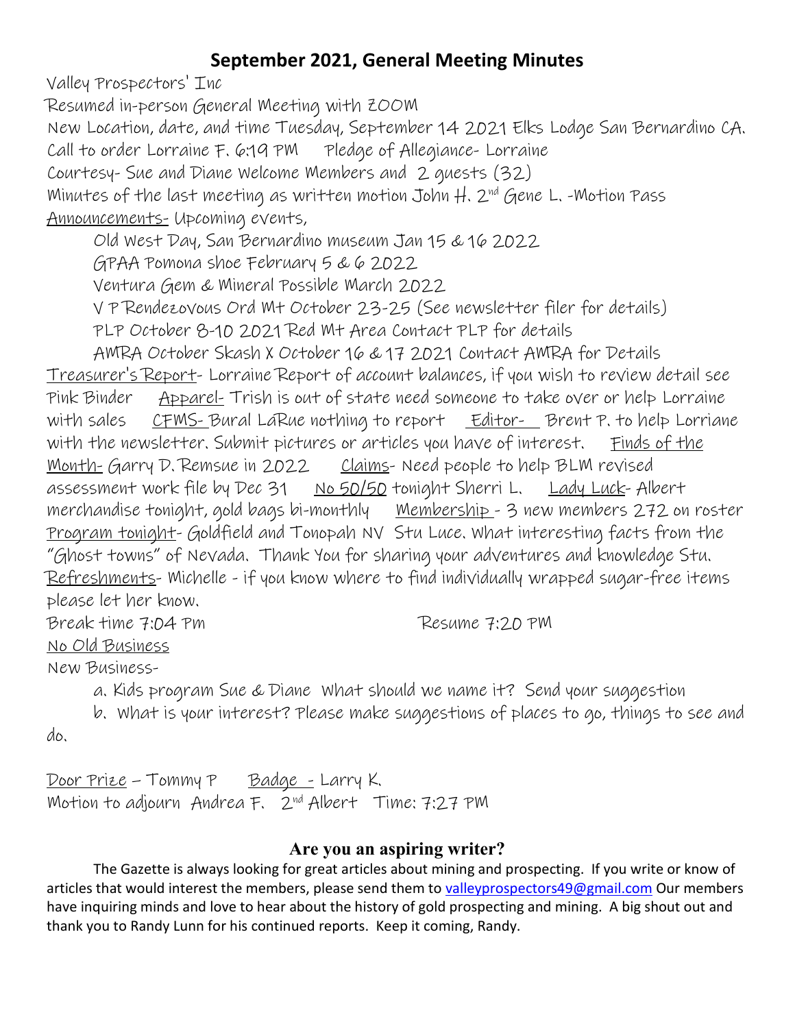## September 2021, General Meeting Minutes

Valley Prospectors' Inc

Resumed in-person General Meeting with ZOOM

New Location, date, and time Tuesday, September 14 2021 Elks Lodge San Bernardino CA.

Call to order Lorraine F. 6:19 PM   Pledge of Allegiance- Lorraine

Courtesy- Sue and Diane Welcome Members and 2 guests (32)

Minutes of the last meeting as written motion John H. 2nd Gene L. -Motion Pass

Announcements- Upcoming events,

- Old West Day, San Bernardino museum Jan 15 & 16 2022
- GPAA Pomona shoe February 5 & 6 2022
- Ventura Gem & Mineral Possible March 2022
- V P Rendezovous Ord Mt October 23-25 (See newsletter filer for details)
- PLP October 8-10 2021 Red Mt Area Contact PLP for details
- AMRA October Skash X October 16 & 17 2021 Contact AMRA for Details

Treasurer's Report- Lorraine Report of account balances, if you wish to review detail see Pink Binder   Apparel- Trish is out of state need someone to take over or help Lorraine with sales   CFMS- Bural LaRue nothing to report   Editor- Brent P. to help Lorriane with the newsletter. Submit pictures or articles you have of interest.   Finds of the Month- Garry D. Remsue in 2022   Claims- Need people to help BLM revised assessment work file by Dec 31   No 50/50 tonight Sherri L.   Lady Luck- Albert merchandise tonight, gold bags bi-monthly   Membership - 3 new members 272 on roster Program tonight- Goldfield and Tonopah NV Stu Luce. What interesting facts from the "Ghost towns" of Nevada. Thank You for sharing your adventures and knowledge Stu. Refreshments- Michelle - if you know where to find individually wrapped sugar-free items please let her know.

Break time 7:04 Pm   Resume 7:20 PM

No Old Business

New Business-

a. Kids program Sue & Diane What should we name it? Send your suggestion

b. What is your interest? Please make suggestions of places to go, things to see and do.

Door Prize – Tommy P   Badge - Larry K.

Motion to adjourn Andrea F. 2nd Albert Time: 7:27 PM

### Are you an aspiring writer?

The Gazette is always looking for great articles about mining and prospecting. If you write or know of articles that would interest the members, please send them to valleyprospectors49@gmail.com Our members have inquiring minds and love to hear about the history of gold prospecting and mining. A big shout out and thank you to Randy Lunn for his continued reports. Keep it coming, Randy.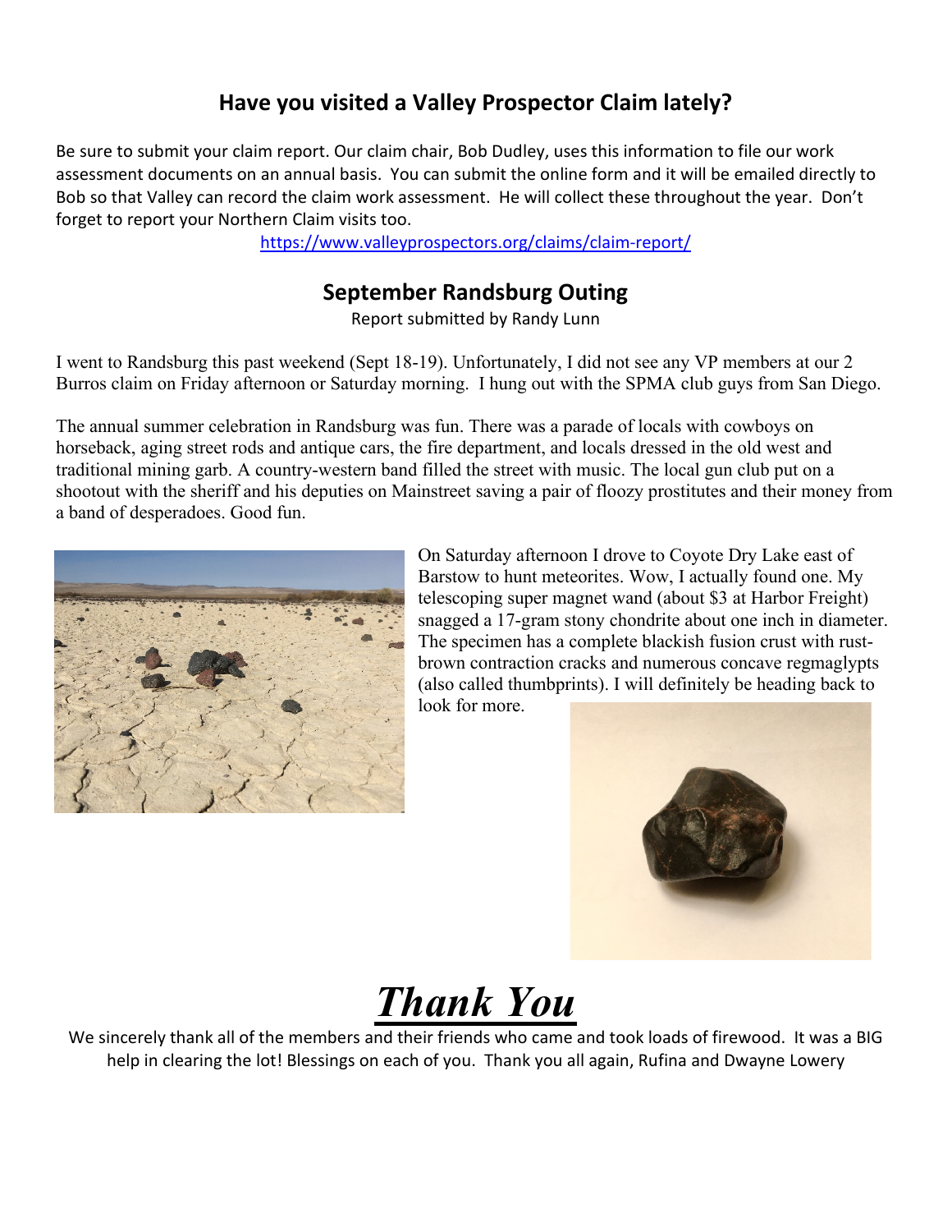## Have you visited a Valley Prospector Claim lately?

Be sure to submit your claim report. Our claim chair, Bob Dudley, uses this information to file our work assessment documents on an annual basis. You can submit the online form and it will be emailed directly to Bob so that Valley can record the claim work assessment. He will collect these throughout the year. Don't forget to report your Northern Claim visits too.

https://www.valleyprospectors.org/claims/claim-report/

## September Randsburg Outing

Report submitted by Randy Lunn

I went to Randsburg this past weekend (Sept 18-19). Unfortunately, I did not see any VP members at our 2 Burros claim on Friday afternoon or Saturday morning. I hung out with the SPMA club guys from San Diego.

The annual summer celebration in Randsburg was fun. There was a parade of locals with cowboys on horseback, aging street rods and antique cars, the fire department, and locals dressed in the old west and traditional mining garb. A country-western band filled the street with music. The local gun club put on a shootout with the sheriff and his deputies on Mainstreet saving a pair of floozy prostitutes and their money from a band of desperadoes. Good fun.

On Saturday afternoon I drove to Coyote Dry Lake east of Barstow to hunt meteorites. Wow, I actually found one. My telescoping super magnet wand (about $3 at Harbor Freight) snagged a 17-gram stony chondrite about one inch in diameter. The specimen has a complete blackish fusion crust with rust-brown contraction cracks and numerous concave regmaglypts (also called thumbprints). I will definitely be heading back to look for more.

# ***Thank You***

We sincerely thank all of the members and their friends who came and took loads of firewood. It was a BIG help in clearing the lot! Blessings on each of you. Thank you all again, Rufina and Dwayne Lowery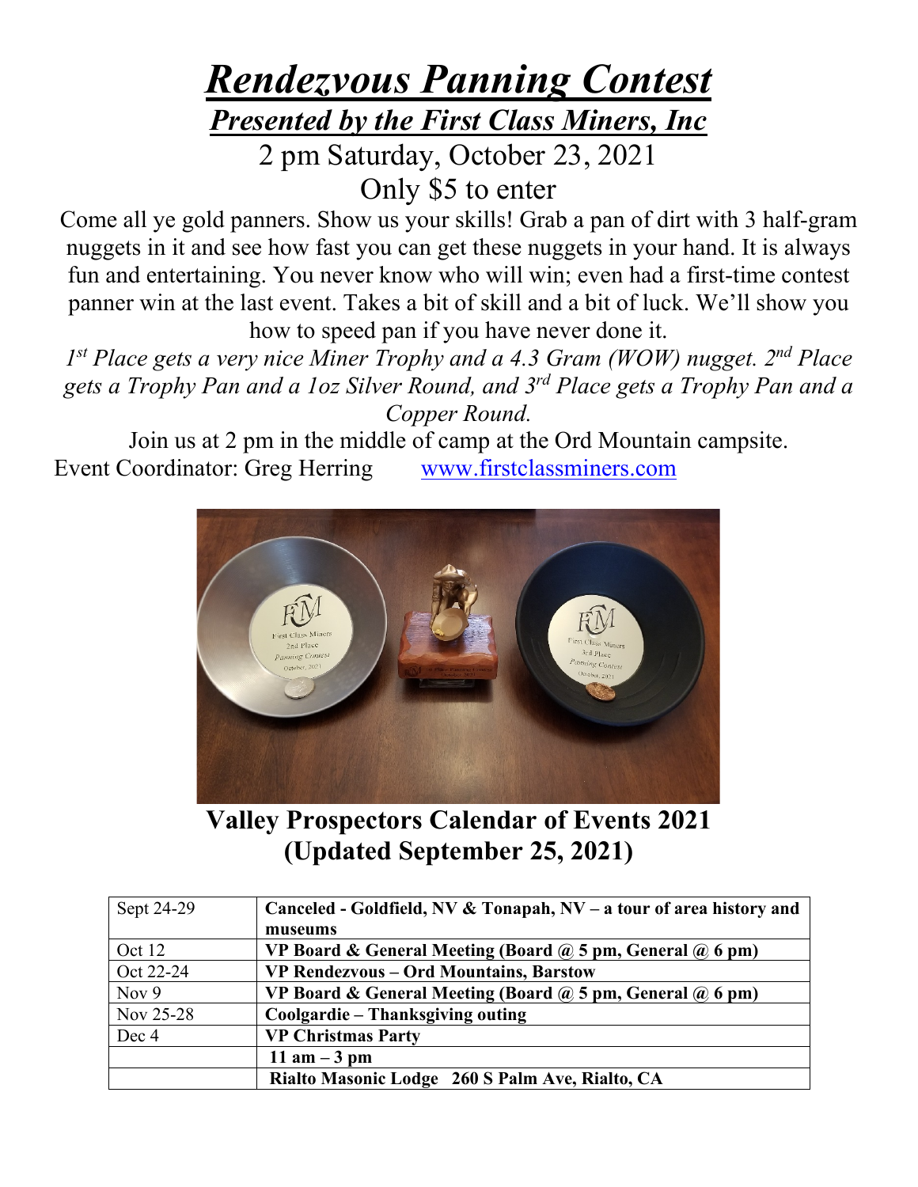# ***Rendezvous Panning Contest***

## ***Presented by the First Class Miners, Inc***

2 pm Saturday, October 23, 2021

Only $5 to enter

Come all ye gold panners. Show us your skills! Grab a pan of dirt with 3 half-gram nuggets in it and see how fast you can get these nuggets in your hand. It is always fun and entertaining. You never know who will win; even had a first-time contest panner win at the last event. Takes a bit of skill and a bit of luck. We'll show you how to speed pan if you have never done it.

*1st Place gets a very nice Miner Trophy and a 4.3 Gram (WOW) nugget. 2nd Place gets a Trophy Pan and a 1oz Silver Round, and 3rd Place gets a Trophy Pan and a Copper Round.*

Join us at 2 pm in the middle of camp at the Ord Mountain campsite.

Event Coordinator: Greg Herring www.firstclassminers.com

## Valley Prospectors Calendar of Events 2021 (Updated September 25, 2021)

| | |
|---|---|
| Sept 24-29 | **Canceled - Goldfield, NV & Tonapah, NV – a tour of area history and museums** |
| Oct 12 | **VP Board & General Meeting (Board @ 5 pm, General @ 6 pm)** |
| Oct 22-24 | **VP Rendezvous – Ord Mountains, Barstow** |
| Nov 9 | **VP Board & General Meeting (Board @ 5 pm, General @ 6 pm)** |
| Nov 25-28 | **Coolgardie – Thanksgiving outing** |
| Dec 4 | **VP Christmas Party** |
| | **11 am – 3 pm** |
| | **Rialto Masonic Lodge 260 S Palm Ave, Rialto, CA** |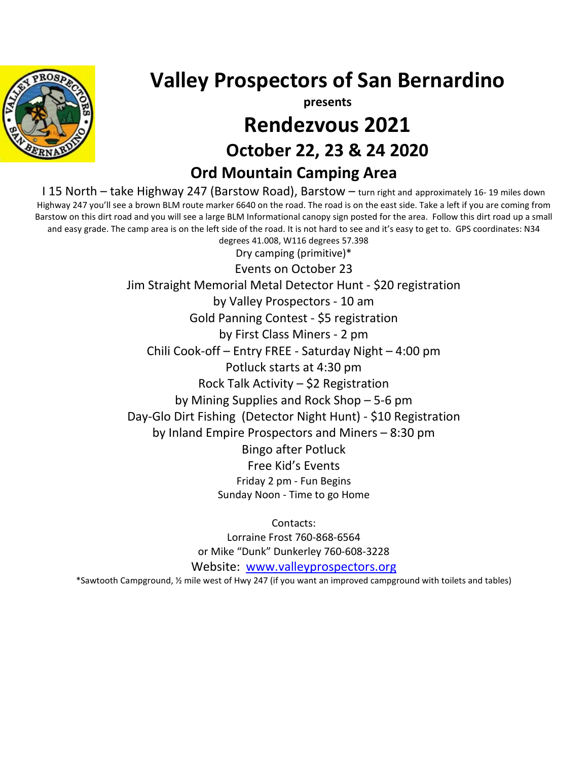# Valley Prospectors of San Bernardino

**presents**

# Rendezvous 2021

## October 22, 23 & 24 2020

### Ord Mountain Camping Area

I 15 North – take Highway 247 (Barstow Road), Barstow – turn right and approximately 16- 19 miles down Highway 247 you'll see a brown BLM route marker 6640 on the road. The road is on the east side. Take a left if you are coming from Barstow on this dirt road and you will see a large BLM Informational canopy sign posted for the area. Follow this dirt road up a small and easy grade. The camp area is on the left side of the road. It is not hard to see and it's easy to get to. GPS coordinates: N34 degrees 41.008, W116 degrees 57.398

Dry camping (primitive)*

Events on October 23

Jim Straight Memorial Metal Detector Hunt - $20 registration
by Valley Prospectors - 10 am

Gold Panning Contest - $5 registration
by First Class Miners - 2 pm

Chili Cook-off – Entry FREE - Saturday Night – 4:00 pm

Potluck starts at 4:30 pm

Rock Talk Activity – $2 Registration
by Mining Supplies and Rock Shop – 5-6 pm

Day-Glo Dirt Fishing (Detector Night Hunt) - $10 Registration
by Inland Empire Prospectors and Miners – 8:30 pm

Bingo after Potluck

Free Kid's Events

Friday 2 pm - Fun Begins

Sunday Noon - Time to go Home

Contacts:
Lorraine Frost 760-868-6564
or Mike "Dunk" Dunkerley 760-608-3228

Website: www.valleyprospectors.org

*Sawtooth Campground, ½ mile west of Hwy 247 (if you want an improved campground with toilets and tables)